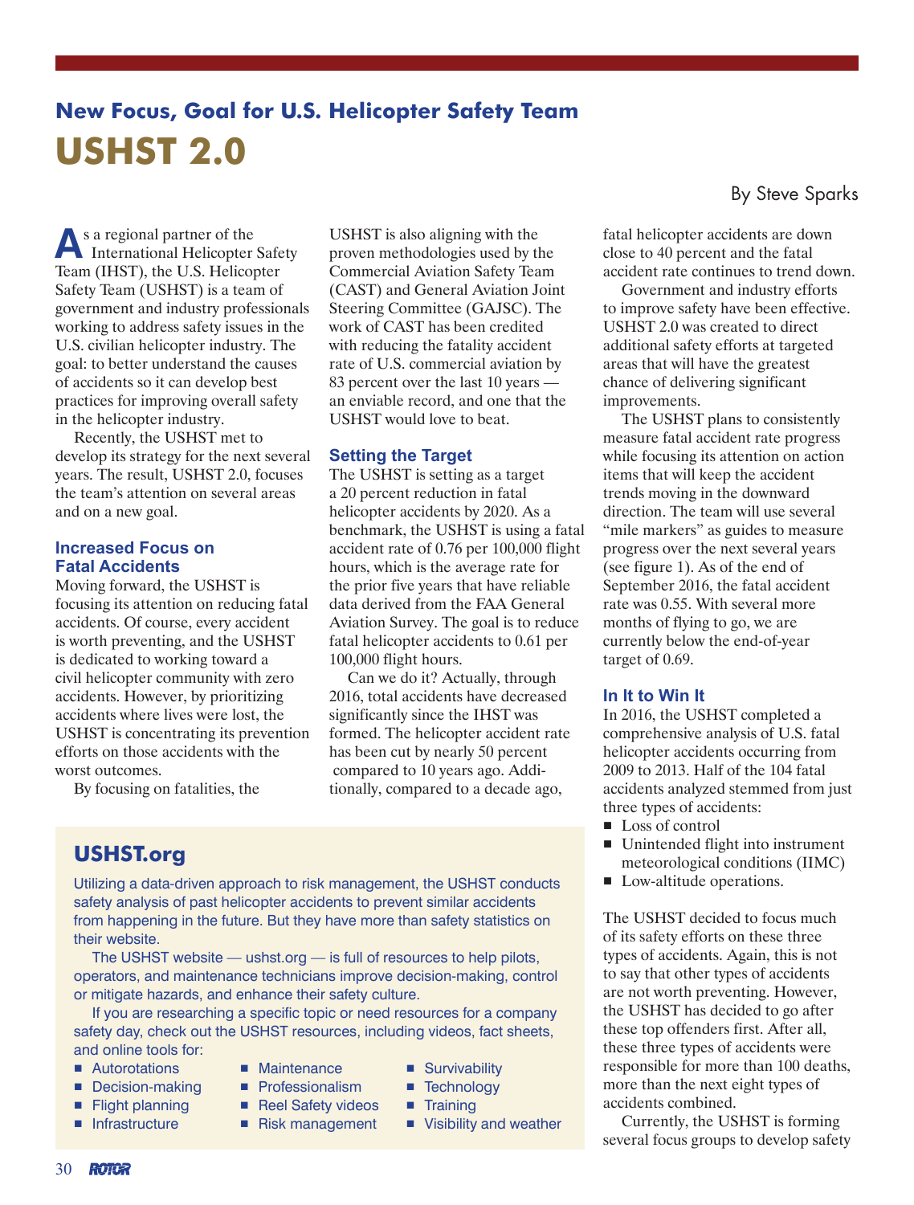## New Focus, Goal for U.S. Helicopter Safety Team

# USHST 2.0

By Steve Sparks

As a regional partner of the International Helicopter Safety Team (IHST), the U.S. Helicopter Safety Team (USHST) is a team of government and industry professionals working to address safety issues in the U.S. civilian helicopter industry. The goal: to better understand the causes of accidents so it can develop best practices for improving overall safety in the helicopter industry.

Recently, the USHST met to develop its strategy for the next several years. The result, USHST 2.0, focuses the team's attention on several areas and on a new goal.

### Increased Focus on Fatal Accidents

Moving forward, the USHST is focusing its attention on reducing fatal accidents. Of course, every accident is worth preventing, and the USHST is dedicated to working toward a civil helicopter community with zero accidents. However, by prioritizing accidents where lives were lost, the USHST is concentrating its prevention efforts on those accidents with the worst outcomes.

By focusing on fatalities, the USHST is also aligning with the proven methodologies used by the Commercial Aviation Safety Team (CAST) and General Aviation Joint Steering Committee (GAJSC). The work of CAST has been credited with reducing the fatality accident rate of U.S. commercial aviation by 83 percent over the last 10 years — an enviable record, and one that the USHST would love to beat.

### Setting the Target

The USHST is setting as a target a 20 percent reduction in fatal helicopter accidents by 2020. As a benchmark, the USHST is using a fatal accident rate of 0.76 per 100,000 flight hours, which is the average rate for the prior five years that have reliable data derived from the FAA General Aviation Survey. The goal is to reduce fatal helicopter accidents to 0.61 per 100,000 flight hours.

Can we do it? Actually, through 2016, total accidents have decreased significantly since the IHST was formed. The helicopter accident rate has been cut by nearly 50 percent compared to 10 years ago. Additionally, compared to a decade ago, fatal helicopter accidents are down close to 40 percent and the fatal accident rate continues to trend down.

Government and industry efforts to improve safety have been effective. USHST 2.0 was created to direct additional safety efforts at targeted areas that will have the greatest chance of delivering significant improvements.

The USHST plans to consistently measure fatal accident rate progress while focusing its attention on action items that will keep the accident trends moving in the downward direction. The team will use several "mile markers" as guides to measure progress over the next several years (see figure 1). As of the end of September 2016, the fatal accident rate was 0.55. With several more months of flying to go, we are currently below the end-of-year target of 0.69.

### In It to Win It

In 2016, the USHST completed a comprehensive analysis of U.S. fatal helicopter accidents occurring from 2009 to 2013. Half of the 104 fatal accidents analyzed stemmed from just three types of accidents:

- Loss of control
- Unintended flight into instrument meteorological conditions (IIMC)
- Low-altitude operations.

The USHST decided to focus much of its safety efforts on these three types of accidents. Again, this is not to say that other types of accidents are not worth preventing. However, the USHST has decided to go after these top offenders first. After all, these three types of accidents were responsible for more than 100 deaths, more than the next eight types of accidents combined.

Currently, the USHST is forming several focus groups to develop safety

---

## USHST.org

Utilizing a data-driven approach to risk management, the USHST conducts safety analysis of past helicopter accidents to prevent similar accidents from happening in the future. But they have more than safety statistics on their website.

The USHST website — ushst.org — is full of resources to help pilots, operators, and maintenance technicians improve decision-making, control or mitigate hazards, and enhance their safety culture.

If you are researching a specific topic or need resources for a company safety day, check out the USHST resources, including videos, fact sheets, and online tools for:

- Autorotations
- Decision-making
- Flight planning
- Infrastructure
- Maintenance
- Professionalism
- Reel Safety videos
- Risk management
- Survivability
- Technology
- Training
- Visibility and weather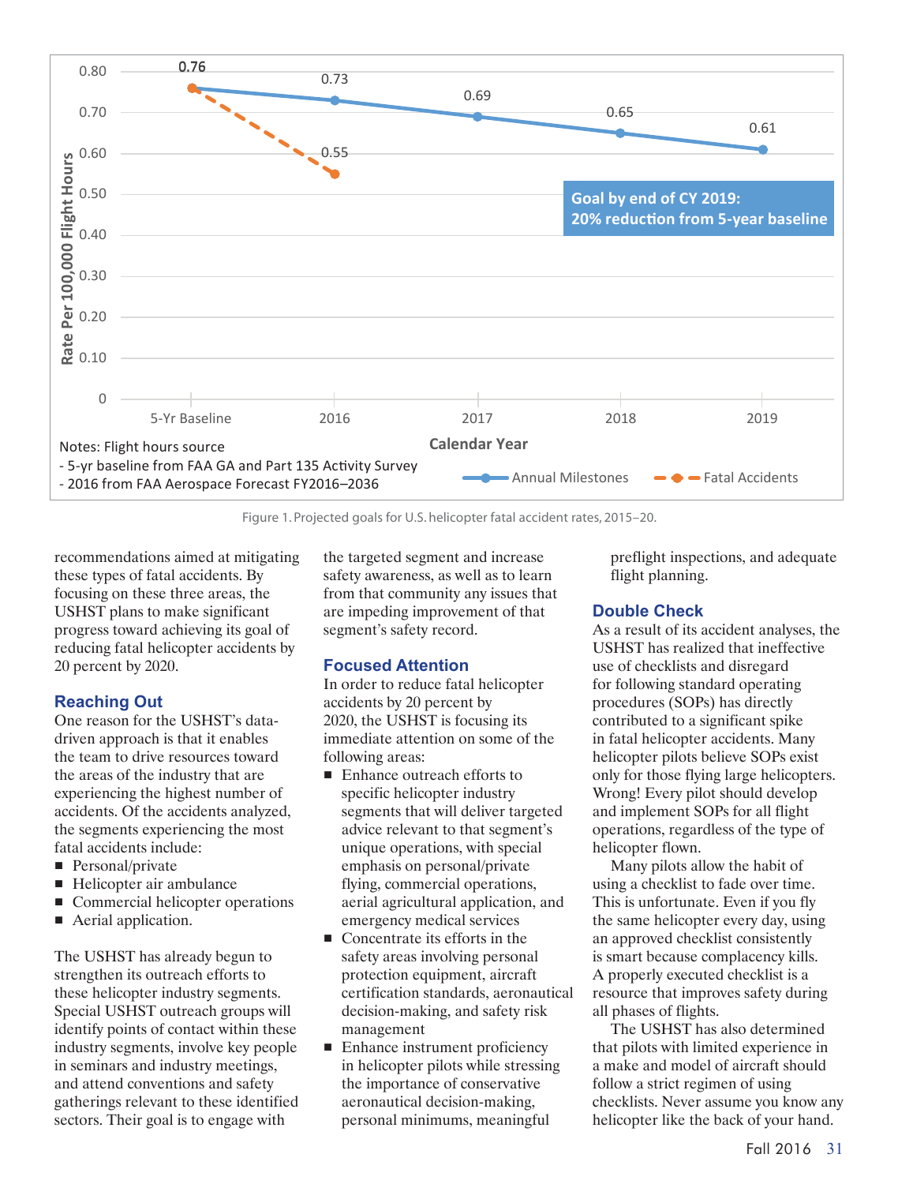Figure 1. Projected goals for U.S. helicopter fatal accident rates, 2015–20.

recommendations aimed at mitigating these types of fatal accidents. By focusing on these three areas, the USHST plans to make significant progress toward achieving its goal of reducing fatal helicopter accidents by 20 percent by 2020.

## Reaching Out

One reason for the USHST's data-driven approach is that it enables the team to drive resources toward the areas of the industry that are experiencing the highest number of accidents. Of the accidents analyzed, the segments experiencing the most fatal accidents include:

- Personal/private
- Helicopter air ambulance
- Commercial helicopter operations
- Aerial application.

The USHST has already begun to strengthen its outreach efforts to these helicopter industry segments. Special USHST outreach groups will identify points of contact within these industry segments, involve key people in seminars and industry meetings, and attend conventions and safety gatherings relevant to these identified sectors. Their goal is to engage with the targeted segment and increase safety awareness, as well as to learn from that community any issues that are impeding improvement of that segment's safety record.

## Focused Attention

In order to reduce fatal helicopter accidents by 20 percent by 2020, the USHST is focusing its immediate attention on some of the following areas:

- Enhance outreach efforts to specific helicopter industry segments that will deliver targeted advice relevant to that segment's unique operations, with special emphasis on personal/private flying, commercial operations, aerial agricultural application, and emergency medical services
- Concentrate its efforts in the safety areas involving personal protection equipment, aircraft certification standards, aeronautical decision-making, and safety risk management
- Enhance instrument proficiency in helicopter pilots while stressing the importance of conservative aeronautical decision-making, personal minimums, meaningful preflight inspections, and adequate flight planning.

## Double Check

As a result of its accident analyses, the USHST has realized that ineffective use of checklists and disregard for following standard operating procedures (SOPs) has directly contributed to a significant spike in fatal helicopter accidents. Many helicopter pilots believe SOPs exist only for those flying large helicopters. Wrong! Every pilot should develop and implement SOPs for all flight operations, regardless of the type of helicopter flown.

Many pilots allow the habit of using a checklist to fade over time. This is unfortunate. Even if you fly the same helicopter every day, using an approved checklist consistently is smart because complacency kills. A properly executed checklist is a resource that improves safety during all phases of flights.

The USHST has also determined that pilots with limited experience in a make and model of aircraft should follow a strict regimen of using checklists. Never assume you know any helicopter like the back of your hand.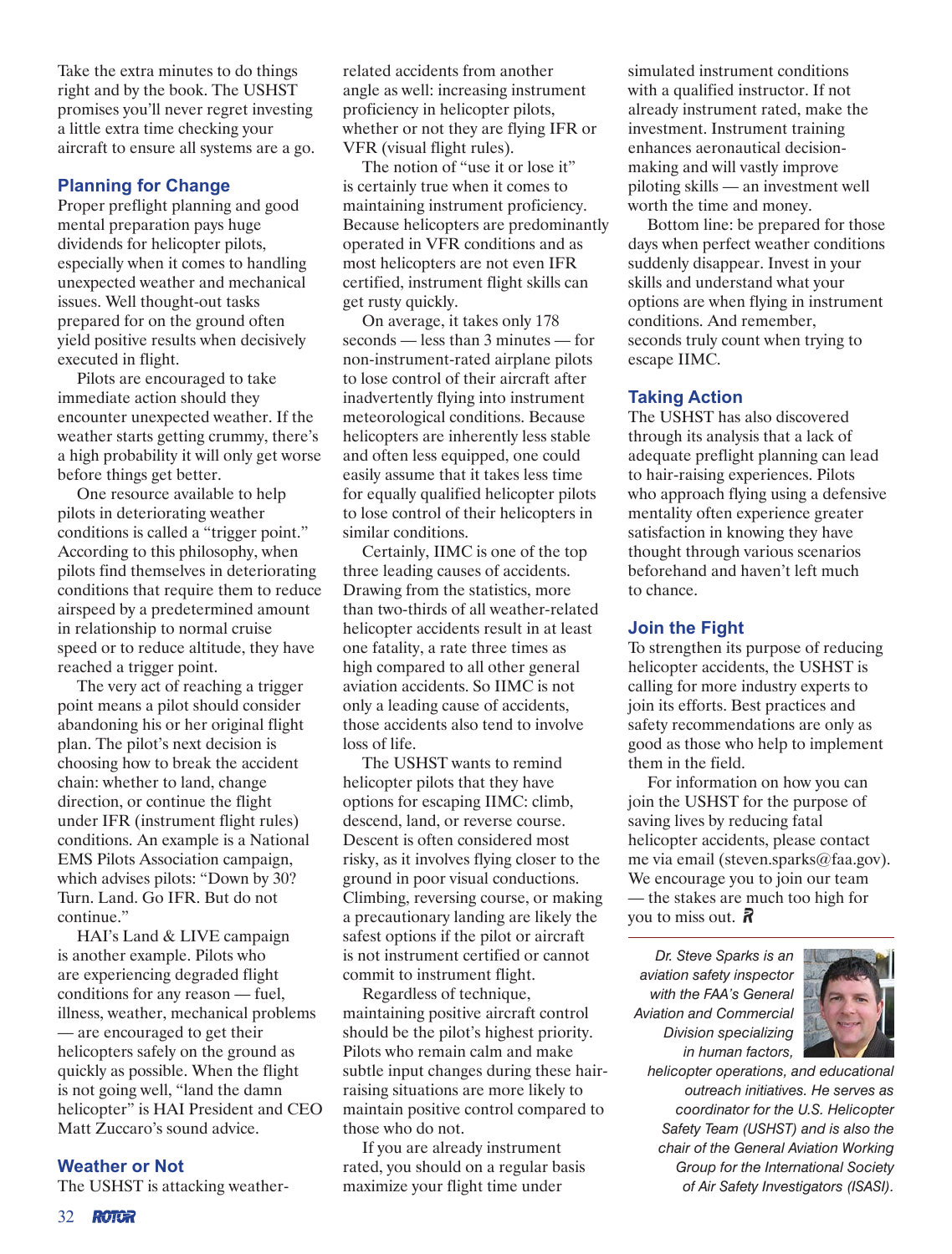Take the extra minutes to do things right and by the book. The USHST promises you'll never regret investing a little extra time checking your aircraft to ensure all systems are a go.

## Planning for Change

Proper preflight planning and good mental preparation pays huge dividends for helicopter pilots, especially when it comes to handling unexpected weather and mechanical issues. Well thought-out tasks prepared for on the ground often yield positive results when decisively executed in flight.

Pilots are encouraged to take immediate action should they encounter unexpected weather. If the weather starts getting crummy, there's a high probability it will only get worse before things get better.

One resource available to help pilots in deteriorating weather conditions is called a "trigger point." According to this philosophy, when pilots find themselves in deteriorating conditions that require them to reduce airspeed by a predetermined amount in relationship to normal cruise speed or to reduce altitude, they have reached a trigger point.

The very act of reaching a trigger point means a pilot should consider abandoning his or her original flight plan. The pilot's next decision is choosing how to break the accident chain: whether to land, change direction, or continue the flight under IFR (instrument flight rules) conditions. An example is a National EMS Pilots Association campaign, which advises pilots: "Down by 30? Turn. Land. Go IFR. But do not continue."

HAI's Land & LIVE campaign is another example. Pilots who are experiencing degraded flight conditions for any reason — fuel, illness, weather, mechanical problems — are encouraged to get their helicopters safely on the ground as quickly as possible. When the flight is not going well, "land the damn helicopter" is HAI President and CEO Matt Zuccaro's sound advice.

## Weather or Not

The USHST is attacking weather-related accidents from another angle as well: increasing instrument proficiency in helicopter pilots, whether or not they are flying IFR or VFR (visual flight rules).

The notion of "use it or lose it" is certainly true when it comes to maintaining instrument proficiency. Because helicopters are predominantly operated in VFR conditions and as most helicopters are not even IFR certified, instrument flight skills can get rusty quickly.

On average, it takes only 178 seconds — less than 3 minutes — for non-instrument-rated airplane pilots to lose control of their aircraft after inadvertently flying into instrument meteorological conditions. Because helicopters are inherently less stable and often less equipped, one could easily assume that it takes less time for equally qualified helicopter pilots to lose control of their helicopters in similar conditions.

Certainly, IIMC is one of the top three leading causes of accidents. Drawing from the statistics, more than two-thirds of all weather-related helicopter accidents result in at least one fatality, a rate three times as high compared to all other general aviation accidents. So IIMC is not only a leading cause of accidents, those accidents also tend to involve loss of life.

The USHST wants to remind helicopter pilots that they have options for escaping IIMC: climb, descend, land, or reverse course. Descent is often considered most risky, as it involves flying closer to the ground in poor visual conductions. Climbing, reversing course, or making a precautionary landing are likely the safest options if the pilot or aircraft is not instrument certified or cannot commit to instrument flight.

Regardless of technique, maintaining positive aircraft control should be the pilot's highest priority. Pilots who remain calm and make subtle input changes during these hair-raising situations are more likely to maintain positive control compared to those who do not.

If you are already instrument rated, you should on a regular basis maximize your flight time under simulated instrument conditions with a qualified instructor. If not already instrument rated, make the investment. Instrument training enhances aeronautical decision-making and will vastly improve piloting skills — an investment well worth the time and money.

Bottom line: be prepared for those days when perfect weather conditions suddenly disappear. Invest in your skills and understand what your options are when flying in instrument conditions. And remember, seconds truly count when trying to escape IIMC.

## Taking Action

The USHST has also discovered through its analysis that a lack of adequate preflight planning can lead to hair-raising experiences. Pilots who approach flying using a defensive mentality often experience greater satisfaction in knowing they have thought through various scenarios beforehand and haven't left much to chance.

## Join the Fight

To strengthen its purpose of reducing helicopter accidents, the USHST is calling for more industry experts to join its efforts. Best practices and safety recommendations are only as good as those who help to implement them in the field.

For information on how you can join the USHST for the purpose of saving lives by reducing fatal helicopter accidents, please contact me via email (steven.sparks@faa.gov). We encourage you to join our team — the stakes are much too high for you to miss out.

*Dr. Steve Sparks is an aviation safety inspector with the FAA's General Aviation and Commercial Division specializing in human factors, helicopter operations, and educational outreach initiatives. He serves as coordinator for the U.S. Helicopter Safety Team (USHST) and is also the chair of the General Aviation Working Group for the International Society of Air Safety Investigators (ISASI).*